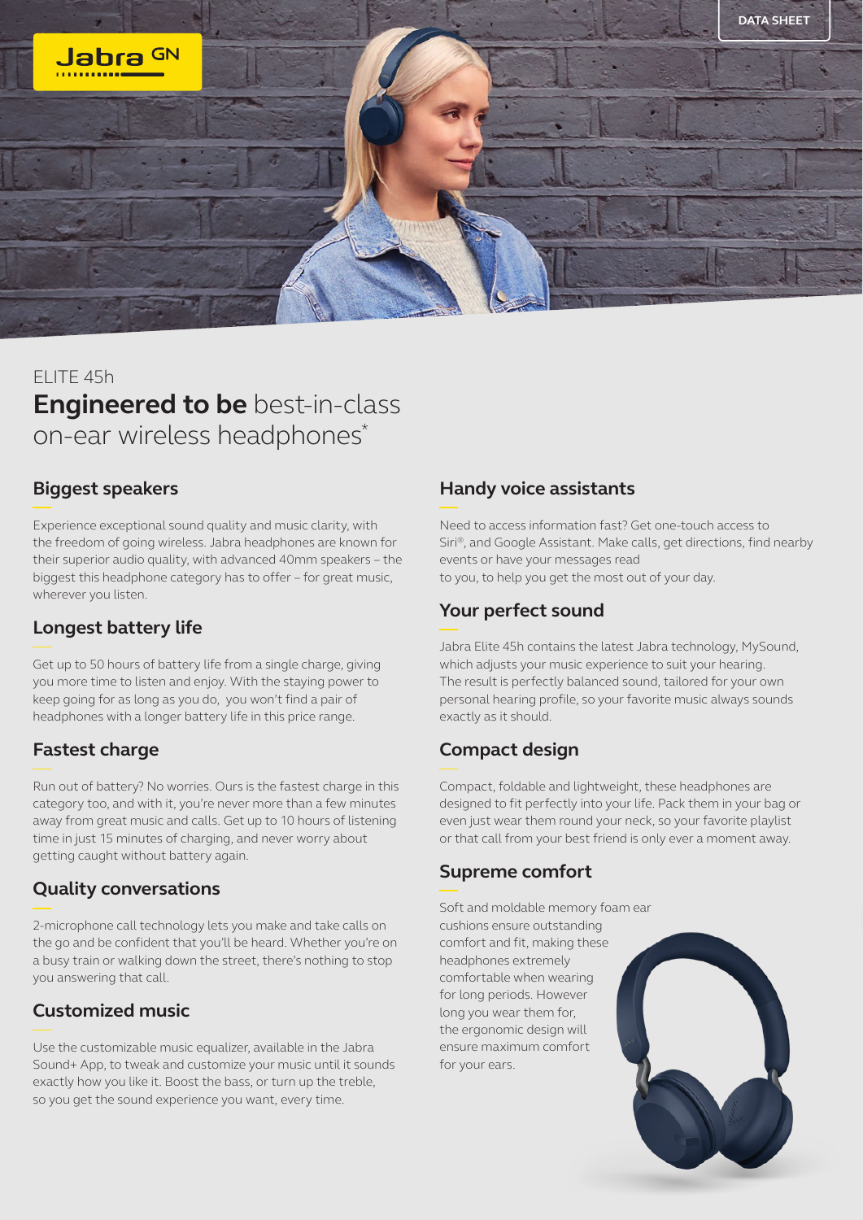DATA SHEET

ELITE 45h

# **Engineered to be** best-in-class on-ear wireless headphones*

## Biggest speakers

Experience exceptional sound quality and music clarity, with the freedom of going wireless. Jabra headphones are known for their superior audio quality, with advanced 40mm speakers – the biggest this headphone category has to offer – for great music, wherever you listen.

## Longest battery life

Get up to 50 hours of battery life from a single charge, giving you more time to listen and enjoy. With the staying power to keep going for as long as you do, you won't find a pair of headphones with a longer battery life in this price range.

## Fastest charge

Run out of battery? No worries. Ours is the fastest charge in this category too, and with it, you're never more than a few minutes away from great music and calls. Get up to 10 hours of listening time in just 15 minutes of charging, and never worry about getting caught without battery again.

## Quality conversations

2-microphone call technology lets you make and take calls on the go and be confident that you'll be heard. Whether you're on a busy train or walking down the street, there's nothing to stop you answering that call.

## Customized music

Use the customizable music equalizer, available in the Jabra Sound+ App, to tweak and customize your music until it sounds exactly how you like it. Boost the bass, or turn up the treble, so you get the sound experience you want, every time.

## Handy voice assistants

Need to access information fast? Get one-touch access to Siri®, and Google Assistant. Make calls, get directions, find nearby events or have your messages read to you, to help you get the most out of your day.

## Your perfect sound

Jabra Elite 45h contains the latest Jabra technology, MySound, which adjusts your music experience to suit your hearing. The result is perfectly balanced sound, tailored for your own personal hearing profile, so your favorite music always sounds exactly as it should.

## Compact design

Compact, foldable and lightweight, these headphones are designed to fit perfectly into your life. Pack them in your bag or even just wear them round your neck, so your favorite playlist or that call from your best friend is only ever a moment away.

## Supreme comfort

Soft and moldable memory foam ear cushions ensure outstanding comfort and fit, making these headphones extremely comfortable when wearing for long periods. However long you wear them for, the ergonomic design will ensure maximum comfort for your ears.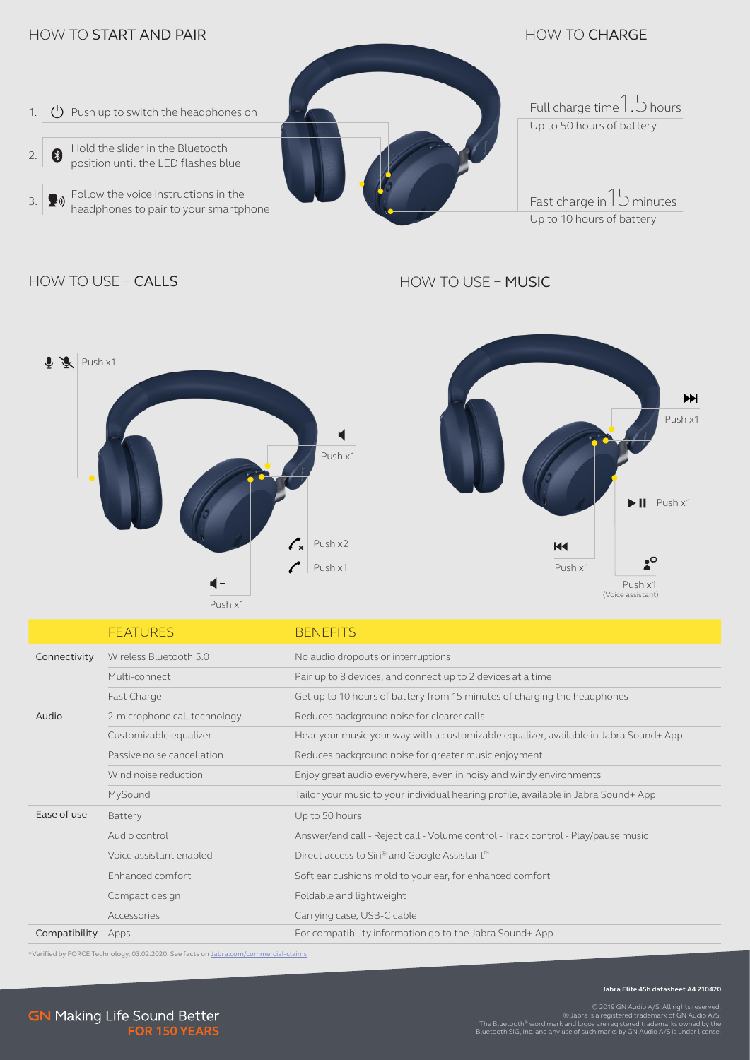## HOW TO START AND PAIR

1. Push up to switch the headphones on
2. Hold the slider in the Bluetooth position until the LED flashes blue
3. Follow the voice instructions in the headphones to pair to your smartphone

## HOW TO CHARGE

Full charge time 1.5 hours
Up to 50 hours of battery

Fast charge in 15 minutes
Up to 10 hours of battery

## HOW TO USE – CALLS

Push x1 (mute/unmute)

Push x1 (volume +)

Push x2 (reject call)

Push x1 (answer/end call)

Push x1 (volume –)

## HOW TO USE – MUSIC

Push x1 (next track)

Push x1 (play/pause)

Push x1 (previous track)

Push x1 (Voice assistant)

| | FEATURES | BENEFITS |
|---|---|---|
| Connectivity | Wireless Bluetooth 5.0 | No audio dropouts or interruptions |
| | Multi-connect | Pair up to 8 devices, and connect up to 2 devices at a time |
| | Fast Charge | Get up to 10 hours of battery from 15 minutes of charging the headphones |
| Audio | 2-microphone call technology | Reduces background noise for clearer calls |
| | Customizable equalizer | Hear your music your way with a customizable equalizer, available in Jabra Sound+ App |
| | Passive noise cancellation | Reduces background noise for greater music enjoyment |
| | Wind noise reduction | Enjoy great audio everywhere, even in noisy and windy environments |
| | MySound | Tailor your music to your individual hearing profile, available in Jabra Sound+ App |
| Ease of use | Battery | Up to 50 hours |
| | Audio control | Answer/end call - Reject call - Volume control - Track control - Play/pause music |
| | Voice assistant enabled | Direct access to Siri® and Google Assistant™ |
| | Enhanced comfort | Soft ear cushions mold to your ear, for enhanced comfort |
| | Compact design | Foldable and lightweight |
| | Accessories | Carrying case, USB-C cable |
| Compatibility | Apps | For compatibility information go to the Jabra Sound+ App |

*Verified by FORCE Technology, 03.02.2020. See facts on Jabra.com/commercial-claims

GN Making Life Sound Better FOR 150 YEARS

Jabra Elite 45h datasheet A4 210420

© 2019 GN Audio A/S. All rights reserved.
® Jabra is a registered trademark of GN Audio A/S.
The Bluetooth® word mark and logos are registered trademarks owned by the Bluetooth SIG, Inc. and any use of such marks by GN Audio A/S is under license.